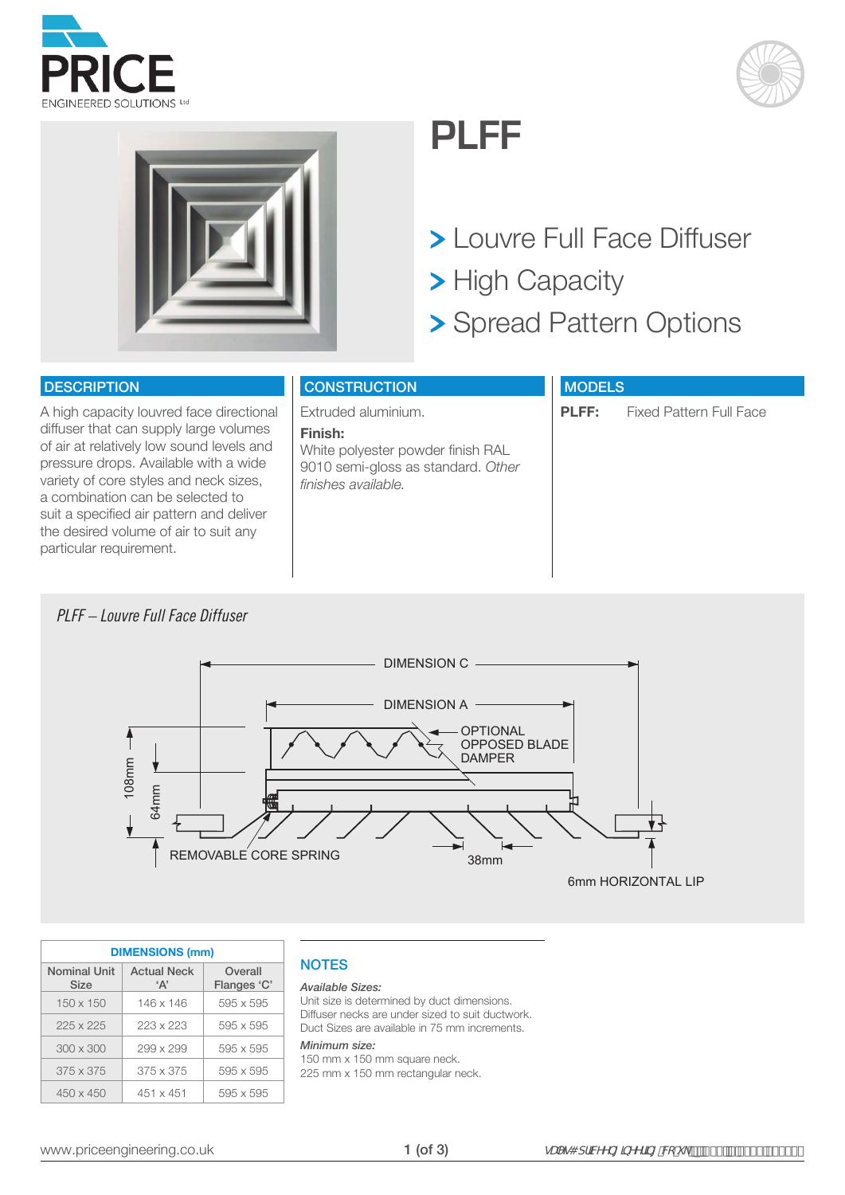# PLFF

> Louvre Full Face Diffuser
> High Capacity
> Spread Pattern Options

## DESCRIPTION

A high capacity louvred face directional diffuser that can supply large volumes of air at relatively low sound levels and pressure drops. Available with a wide variety of core styles and neck sizes, a combination can be selected to suit a specified air pattern and deliver the desired volume of air to suit any particular requirement.

## CONSTRUCTION

Extruded aluminium.

**Finish:**
White polyester powder finish RAL 9010 semi-gloss as standard. *Other finishes available.*

## MODELS

**PLFF:** Fixed Pattern Full Face

*PLFF – Louvre Full Face Diffuser*

DIMENSION C

DIMENSION A

OPTIONAL OPPOSED BLADE DAMPER

108mm

64mm

REMOVABLE CORE SPRING

38mm

6mm HORIZONTAL LIP

| DIMENSIONS (mm) | | |
|---|---|---|
| Nominal Unit Size | Actual Neck 'A' | Overall Flanges 'C' |
| 150 x 150 | 146 x 146 | 595 x 595 |
| 225 x 225 | 223 x 223 | 595 x 595 |
| 300 x 300 | 299 x 299 | 595 x 595 |
| 375 x 375 | 375 x 375 | 595 x 595 |
| 450 x 450 | 451 x 451 | 595 x 595 |

## NOTES

*Available Sizes:*
Unit size is determined by duct dimensions.
Diffuser necks are under sized to suit ductwork.
Duct Sizes are available in 75 mm increments.

*Minimum size:*
150 mm x 150 mm square neck.
225 mm x 150 mm rectangular neck.

www.priceengineering.co.uk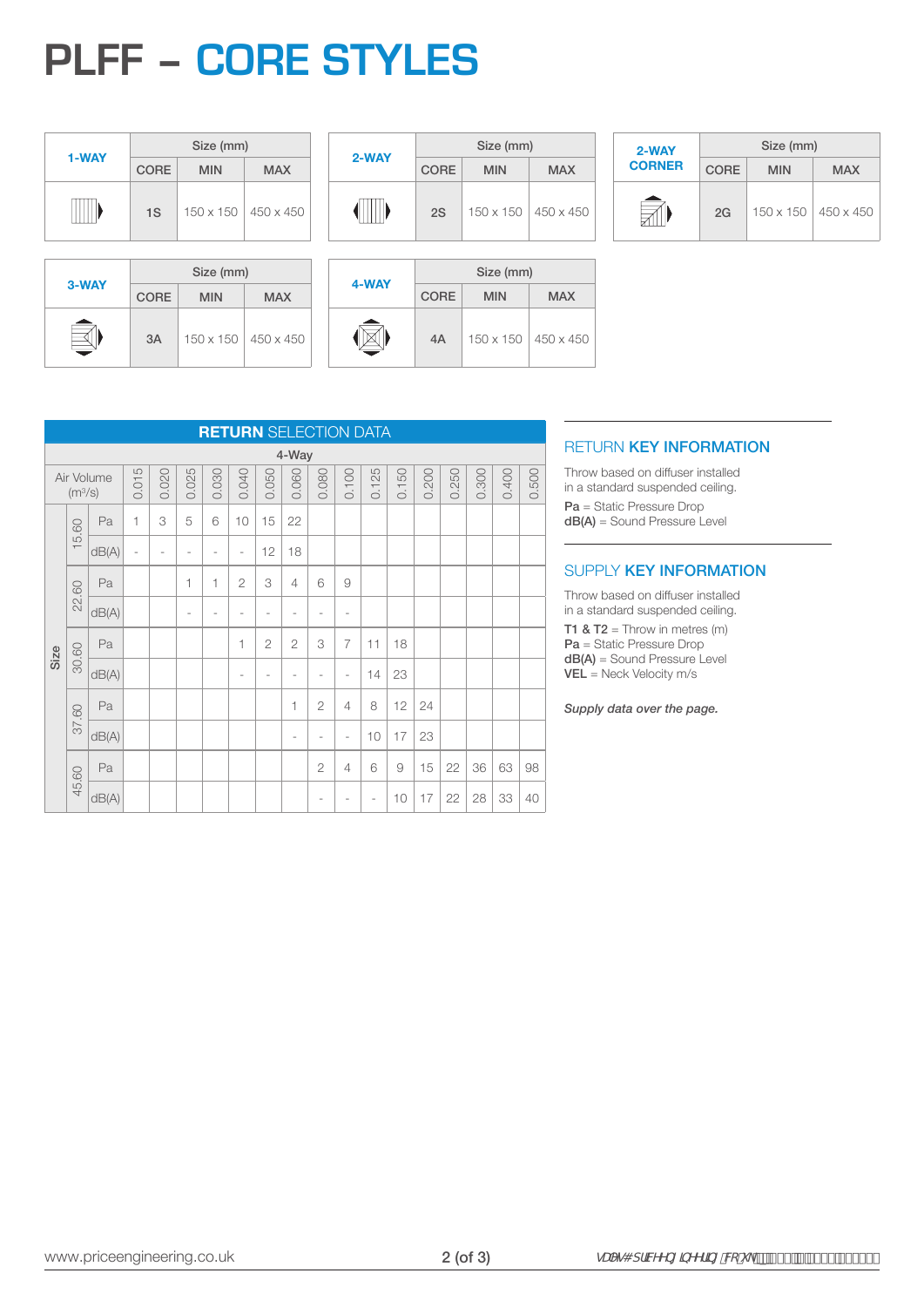# PLFF – CORE STYLES

| 1-WAY | Size (mm) | | |
|---|---|---|---|
| | CORE | MIN | MAX |
| | 1S | 150 x 150 | 450 x 450 |

| 2-WAY | Size (mm) | | |
|---|---|---|---|
| | CORE | MIN | MAX |
| | 2S | 150 x 150 | 450 x 450 |

| 2-WAY CORNER | Size (mm) | | |
|---|---|---|---|
| | CORE | MIN | MAX |
| | 2G | 150 x 150 | 450 x 450 |

| 3-WAY | Size (mm) | | |
|---|---|---|---|
| | CORE | MIN | MAX |
| | 3A | 150 x 150 | 450 x 450 |

| 4-WAY | Size (mm) | | |
|---|---|---|---|
| | CORE | MIN | MAX |
| | 4A | 150 x 150 | 450 x 450 |

## RETURN SELECTION DATA

4-Way

| Size | Air Volume ($m^3/s$) | | 0.015 | 0.020 | 0.025 | 0.030 | 0.040 | 0.050 | 0.060 | 0.080 | 0.100 | 0.125 | 0.150 | 0.200 | 0.250 | 0.300 | 0.400 | 0.500 |
|---|---|---|---|---|---|---|---|---|---|---|---|---|---|---|---|---|---|---|
| | 15.60 | Pa | 1 | 3 | 5 | 6 | 10 | 15 | 22 | | | | | | | | | |
| | | dB(A) | - | - | - | - | - | 12 | 18 | | | | | | | | | |
| | 22.60 | Pa | | | 1 | 1 | 2 | 3 | 4 | 6 | 9 | | | | | | | |
| | | dB(A) | | | - | - | - | - | - | - | - | | | | | | | |
| | 30.60 | Pa | | | | | 1 | 2 | 2 | 3 | 7 | 11 | 18 | | | | | |
| | | dB(A) | | | | | - | - | - | - | - | 14 | 23 | | | | | |
| | 37.60 | Pa | | | | | | | 1 | 2 | 4 | 8 | 12 | 24 | | | | |
| | | dB(A) | | | | | | | - | - | - | 10 | 17 | 23 | | | | |
| | 45.60 | Pa | | | | | | | | 2 | 4 | 6 | 9 | 15 | 22 | 36 | 63 | 98 |
| | | dB(A) | | | | | | | | - | - | - | 10 | 17 | 22 | 28 | 33 | 40 |

## RETURN KEY INFORMATION

Throw based on diffuser installed in a standard suspended ceiling.

**Pa** = Static Pressure Drop
**dB(A)** = Sound Pressure Level

## SUPPLY KEY INFORMATION

Throw based on diffuser installed in a standard suspended ceiling.

**T1 & T2** = Throw in metres (m)
**Pa** = Static Pressure Drop
**dB(A)** = Sound Pressure Level
**VEL** = Neck Velocity m/s

*Supply data over the page.*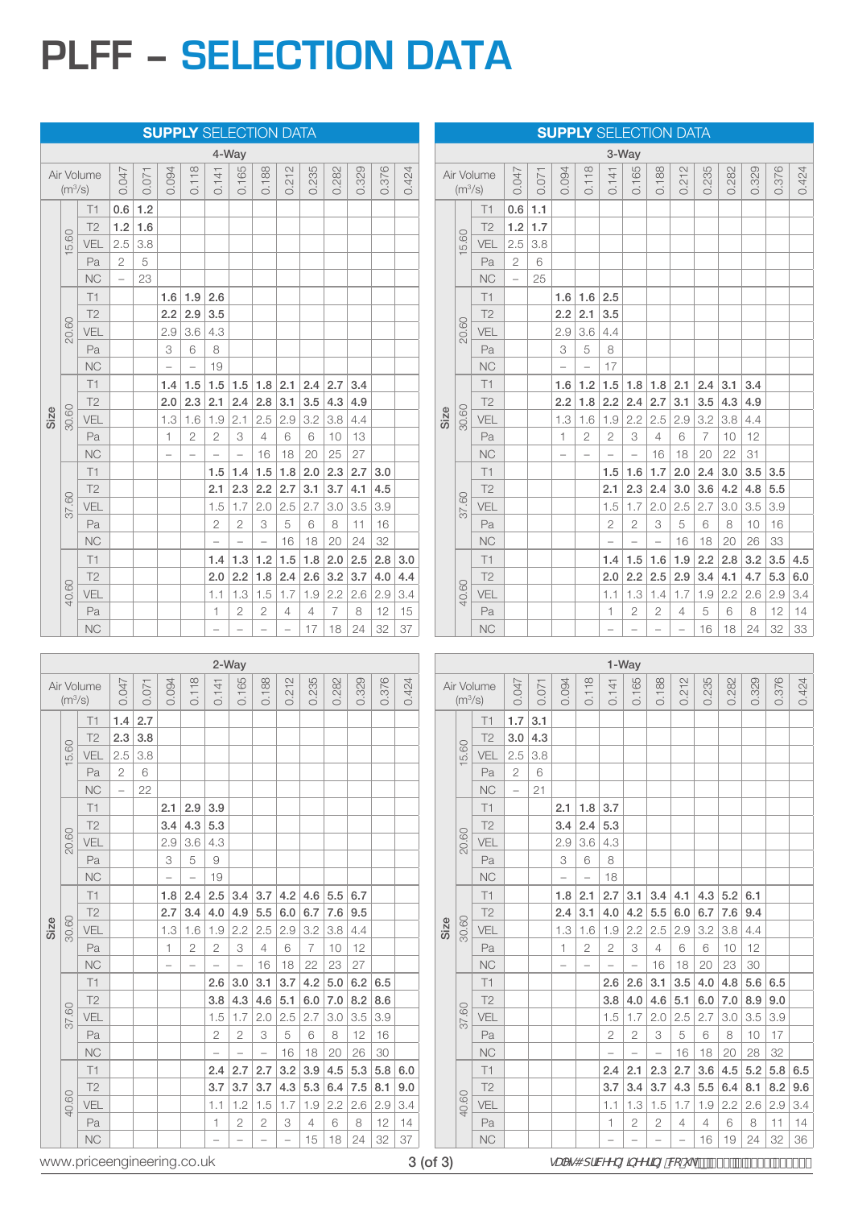# PLFF – SELECTION DATA

## SUPPLY SELECTION DATA

### 4-Way

| Size | | Air Volume ($m^3$/s) | 0.047 | 0.071 | 0.094 | 0.118 | 0.141 | 0.165 | 0.188 | 0.212 | 0.235 | 0.282 | 0.329 | 0.376 | 0.424 |
|---|---|---|---|---|---|---|---|---|---|---|---|---|---|---|---|
| Size | 15.60 | T1 | 0.6 | 1.2 | | | | | | | | | | | |
| | | T2 | 1.2 | 1.6 | | | | | | | | | | | |
| | | VEL | 2.5 | 3.8 | | | | | | | | | | | |
| | | Pa | 2 | 5 | | | | | | | | | | | |
| | | NC | – | 23 | | | | | | | | | | | |
| | 20.60 | T1 | | | 1.6 | 1.9 | 2.6 | | | | | | | | |
| | | T2 | | | 2.2 | 2.9 | 3.5 | | | | | | | | |
| | | VEL | | | 2.9 | 3.6 | 4.3 | | | | | | | | |
| | | Pa | | | 3 | 6 | 8 | | | | | | | | |
| | | NC | | | – | – | 19 | | | | | | | | |
| | 30.60 | T1 | | | 1.4 | 1.5 | 1.5 | 1.5 | 1.8 | 2.1 | 2.4 | 2.7 | 3.4 | | |
| | | T2 | | | 2.0 | 2.3 | 2.1 | 2.4 | 2.8 | 3.1 | 3.5 | 4.3 | 4.9 | | |
| | | VEL | | | 1.3 | 1.6 | 1.9 | 2.1 | 2.5 | 2.9 | 3.2 | 3.8 | 4.4 | | |
| | | Pa | | | 1 | 2 | 2 | 3 | 4 | 6 | 6 | 10 | 13 | | |
| | | NC | | | – | – | – | – | 16 | 18 | 20 | 25 | 27 | | |
| | 37.60 | T1 | | | | | 1.5 | 1.4 | 1.5 | 1.8 | 2.0 | 2.3 | 2.7 | 3.0 | |
| | | T2 | | | | | 2.1 | 2.3 | 2.2 | 2.7 | 3.1 | 3.7 | 4.1 | 4.5 | |
| | | VEL | | | | | 1.5 | 1.7 | 2.0 | 2.5 | 2.7 | 3.0 | 3.5 | 3.9 | |
| | | Pa | | | | | 2 | 2 | 3 | 5 | 6 | 8 | 11 | 16 | |
| | | NC | | | | | – | – | – | 16 | 18 | 20 | 24 | 32 | |
| | 40.60 | T1 | | | | | 1.4 | 1.3 | 1.2 | 1.5 | 1.8 | 2.0 | 2.5 | 2.8 | 3.0 |
| | | T2 | | | | | 2.0 | 2.2 | 1.8 | 2.4 | 2.6 | 3.2 | 3.7 | 4.0 | 4.4 |
| | | VEL | | | | | 1.1 | 1.3 | 1.5 | 1.7 | 1.9 | 2.2 | 2.6 | 2.9 | 3.4 |
| | | Pa | | | | | 1 | 2 | 2 | 4 | 4 | 7 | 8 | 12 | 15 |
| | | NC | | | | | – | – | – | – | 17 | 18 | 24 | 32 | 37 |

## SUPPLY SELECTION DATA

### 3-Way

| Size | | Air Volume ($m^3$/s) | 0.047 | 0.071 | 0.094 | 0.118 | 0.141 | 0.165 | 0.188 | 0.212 | 0.235 | 0.282 | 0.329 | 0.376 | 0.424 |
|---|---|---|---|---|---|---|---|---|---|---|---|---|---|---|---|
| Size | 15.60 | T1 | 0.6 | 1.1 | | | | | | | | | | | |
| | | T2 | 1.2 | 1.7 | | | | | | | | | | | |
| | | VEL | 2.5 | 3.8 | | | | | | | | | | | |
| | | Pa | 2 | 6 | | | | | | | | | | | |
| | | NC | – | 25 | | | | | | | | | | | |
| | 20.60 | T1 | | | 1.6 | 1.6 | 2.5 | | | | | | | | |
| | | T2 | | | 2.2 | 2.1 | 3.5 | | | | | | | | |
| | | VEL | | | 2.9 | 3.6 | 4.4 | | | | | | | | |
| | | Pa | | | 3 | 5 | 8 | | | | | | | | |
| | | NC | | | – | – | 17 | | | | | | | | |
| | 30.60 | T1 | | | 1.6 | 1.2 | 1.5 | 1.8 | 1.8 | 2.1 | 2.4 | 3.1 | 3.4 | | |
| | | T2 | | | 2.2 | 1.8 | 2.2 | 2.4 | 2.7 | 3.1 | 3.5 | 4.3 | 4.9 | | |
| | | VEL | | | 1.3 | 1.6 | 1.9 | 2.2 | 2.5 | 2.9 | 3.2 | 3.8 | 4.4 | | |
| | | Pa | | | 1 | 2 | 2 | 3 | 4 | 6 | 7 | 10 | 12 | | |
| | | NC | | | – | – | – | – | 16 | 18 | 20 | 22 | 31 | | |
| | 37.60 | T1 | | | | | 1.5 | 1.6 | 1.7 | 2.0 | 2.4 | 3.0 | 3.5 | 3.5 | |
| | | T2 | | | | | 2.1 | 2.3 | 2.4 | 3.0 | 3.6 | 4.2 | 4.8 | 5.5 | |
| | | VEL | | | | | 1.5 | 1.7 | 2.0 | 2.5 | 2.7 | 3.0 | 3.5 | 3.9 | |
| | | Pa | | | | | 2 | 2 | 3 | 5 | 6 | 8 | 10 | 16 | |
| | | NC | | | | | – | – | – | 16 | 18 | 20 | 26 | 33 | |
| | 40.60 | T1 | | | | | 1.4 | 1.5 | 1.6 | 1.9 | 2.2 | 2.8 | 3.2 | 3.5 | 4.5 |
| | | T2 | | | | | 2.0 | 2.2 | 2.5 | 2.9 | 3.4 | 4.1 | 4.7 | 5.3 | 6.0 |
| | | VEL | | | | | 1.1 | 1.3 | 1.4 | 1.7 | 1.9 | 2.2 | 2.6 | 2.9 | 3.4 |
| | | Pa | | | | | 1 | 2 | 2 | 4 | 5 | 6 | 8 | 12 | 14 |
| | | NC | | | | | – | – | – | – | 16 | 18 | 24 | 32 | 33 |

### 2-Way

| Size | | Air Volume ($m^3$/s) | 0.047 | 0.071 | 0.094 | 0.118 | 0.141 | 0.165 | 0.188 | 0.212 | 0.235 | 0.282 | 0.329 | 0.376 | 0.424 |
|---|---|---|---|---|---|---|---|---|---|---|---|---|---|---|---|
| Size | 15.60 | T1 | 1.4 | 2.7 | | | | | | | | | | | |
| | | T2 | 2.3 | 3.8 | | | | | | | | | | | |
| | | VEL | 2.5 | 3.8 | | | | | | | | | | | |
| | | Pa | 2 | 6 | | | | | | | | | | | |
| | | NC | – | 22 | | | | | | | | | | | |
| | 20.60 | T1 | | | 2.1 | 2.9 | 3.9 | | | | | | | | |
| | | T2 | | | 3.4 | 4.3 | 5.3 | | | | | | | | |
| | | VEL | | | 2.9 | 3.6 | 4.3 | | | | | | | | |
| | | Pa | | | 3 | 5 | 9 | | | | | | | | |
| | | NC | | | – | – | 19 | | | | | | | | |
| | 30.60 | T1 | | | 1.8 | 2.4 | 2.5 | 3.4 | 3.7 | 4.2 | 4.6 | 5.5 | 6.7 | | |
| | | T2 | | | 2.7 | 3.4 | 4.0 | 4.9 | 5.5 | 6.0 | 6.7 | 7.6 | 9.5 | | |
| | | VEL | | | 1.3 | 1.6 | 1.9 | 2.2 | 2.5 | 2.9 | 3.2 | 3.8 | 4.4 | | |
| | | Pa | | | 1 | 2 | 2 | 3 | 4 | 6 | 7 | 10 | 12 | | |
| | | NC | | | – | – | – | – | 16 | 18 | 22 | 23 | 27 | | |
| | 37.60 | T1 | | | | | 2.6 | 3.0 | 3.1 | 3.7 | 4.2 | 5.0 | 6.2 | 6.5 | |
| | | T2 | | | | | 3.8 | 4.3 | 4.6 | 5.1 | 6.0 | 7.0 | 8.2 | 8.6 | |
| | | VEL | | | | | 1.5 | 1.7 | 2.0 | 2.5 | 2.7 | 3.0 | 3.5 | 3.9 | |
| | | Pa | | | | | 2 | 2 | 3 | 5 | 6 | 8 | 12 | 16 | |
| | | NC | | | | | – | – | – | 16 | 18 | 20 | 26 | 30 | |
| | 40.60 | T1 | | | | | 2.4 | 2.7 | 2.7 | 3.2 | 3.9 | 4.5 | 5.3 | 5.8 | 6.0 |
| | | T2 | | | | | 3.7 | 3.7 | 3.7 | 4.3 | 5.3 | 6.4 | 7.5 | 8.1 | 9.0 |
| | | VEL | | | | | 1.1 | 1.2 | 1.5 | 1.7 | 1.9 | 2.2 | 2.6 | 2.9 | 3.4 |
| | | Pa | | | | | 1 | 2 | 2 | 3 | 4 | 6 | 8 | 12 | 14 |
| | | NC | | | | | – | – | – | – | 15 | 18 | 24 | 32 | 37 |

### 1-Way

| Size | | Air Volume ($m^3$/s) | 0.047 | 0.071 | 0.094 | 0.118 | 0.141 | 0.165 | 0.188 | 0.212 | 0.235 | 0.282 | 0.329 | 0.376 | 0.424 |
|---|---|---|---|---|---|---|---|---|---|---|---|---|---|---|---|
| Size | 15.60 | T1 | 1.7 | 3.1 | | | | | | | | | | | |
| | | T2 | 3.0 | 4.3 | | | | | | | | | | | |
| | | VEL | 2.5 | 3.8 | | | | | | | | | | | |
| | | Pa | 2 | 6 | | | | | | | | | | | |
| | | NC | – | 21 | | | | | | | | | | | |
| | 20.60 | T1 | | | 2.1 | 1.8 | 3.7 | | | | | | | | |
| | | T2 | | | 3.4 | 2.4 | 5.3 | | | | | | | | |
| | | VEL | | | 2.9 | 3.6 | 4.3 | | | | | | | | |
| | | Pa | | | 3 | 6 | 8 | | | | | | | | |
| | | NC | | | – | – | 18 | | | | | | | | |
| | 30.60 | T1 | | | 1.8 | 2.1 | 2.7 | 3.1 | 3.4 | 4.1 | 4.3 | 5.2 | 6.1 | | |
| | | T2 | | | 2.4 | 3.1 | 4.0 | 4.2 | 5.5 | 6.0 | 6.7 | 7.6 | 9.4 | | |
| | | VEL | | | 1.3 | 1.6 | 1.9 | 2.2 | 2.5 | 2.9 | 3.2 | 3.8 | 4.4 | | |
| | | Pa | | | 1 | 2 | 2 | 3 | 4 | 6 | 6 | 10 | 12 | | |
| | | NC | | | – | – | – | – | 16 | 18 | 20 | 23 | 30 | | |
| | 37.60 | T1 | | | | | 2.6 | 2.6 | 3.1 | 3.5 | 4.0 | 4.8 | 5.6 | 6.5 | |
| | | T2 | | | | | 3.8 | 4.0 | 4.6 | 5.1 | 6.0 | 7.0 | 8.9 | 9.0 | |
| | | VEL | | | | | 1.5 | 1.7 | 2.0 | 2.5 | 2.7 | 3.0 | 3.5 | 3.9 | |
| | | Pa | | | | | 2 | 2 | 3 | 5 | 6 | 8 | 10 | 17 | |
| | | NC | | | | | – | – | – | 16 | 18 | 20 | 28 | 32 | |
| | 40.60 | T1 | | | | | 2.4 | 2.1 | 2.3 | 2.7 | 3.6 | 4.5 | 5.2 | 5.8 | 6.5 |
| | | T2 | | | | | 3.7 | 3.4 | 3.7 | 4.3 | 5.5 | 6.4 | 8.1 | 8.2 | 9.6 |
| | | VEL | | | | | 1.1 | 1.3 | 1.5 | 1.7 | 1.9 | 2.2 | 2.6 | 2.9 | 3.4 |
| | | Pa | | | | | 1 | 2 | 2 | 4 | 4 | 6 | 8 | 11 | 14 |
| | | NC | | | | | – | – | – | – | 16 | 19 | 24 | 32 | 36 |